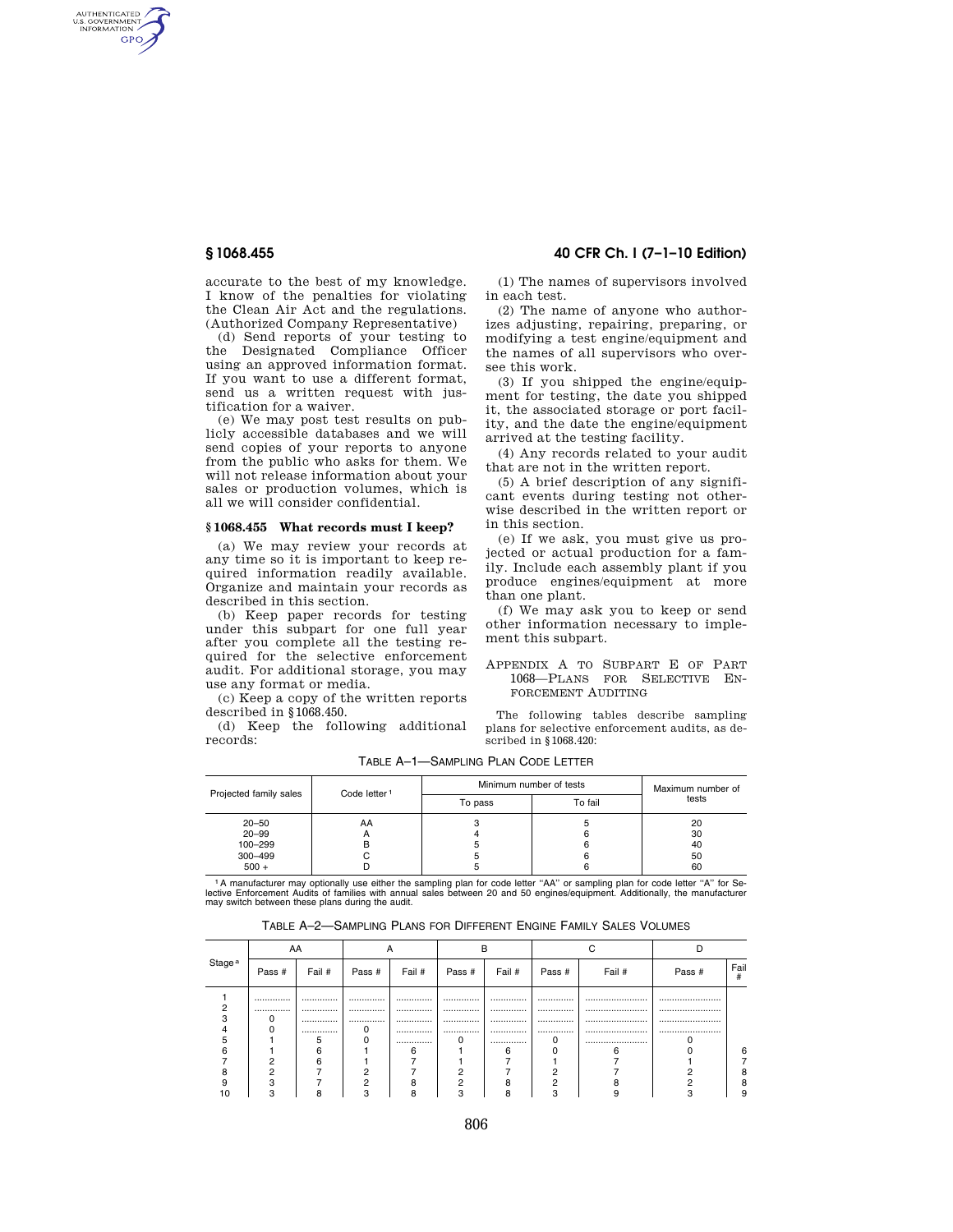accurate to the best of my knowledge. I know of the penalties for violating the Clean Air Act and the regulations. (Authorized Company Representative)

(d) Send reports of your testing to the Designated Compliance Officer using an approved information format. If you want to use a different format, send us a written request with justification for a waiver.

(e) We may post test results on publicly accessible databases and we will send copies of your reports to anyone from the public who asks for them. We will not release information about your sales or production volumes, which is all we will consider confidential.

### § 1068.455 What records must I keep?

(a) We may review your records at any time so it is important to keep required information readily available. Organize and maintain your records as described in this section.

(b) Keep paper records for testing under this subpart for one full year after you complete all the testing required for the selective enforcement audit. For additional storage, you may use any format or media.

(c) Keep a copy of the written reports described in §1068.450.

(d) Keep the following additional records:

(1) The names of supervisors involved in each test.

(2) The name of anyone who authorizes adjusting, repairing, preparing, or modifying a test engine/equipment and the names of all supervisors who oversee this work.

(3) If you shipped the engine/equipment for testing, the date you shipped it, the associated storage or port facility, and the date the engine/equipment arrived at the testing facility.

(4) Any records related to your audit that are not in the written report.

(5) A brief description of any significant events during testing not otherwise described in the written report or in this section.

(e) If we ask, you must give us projected or actual production for a family. Include each assembly plant if you produce engines/equipment at more than one plant.

(f) We may ask you to keep or send other information necessary to implement this subpart.

## Appendix A to Subpart E of Part 1068—Plans for Selective Enforcement Auditing

The following tables describe sampling plans for selective enforcement audits, as described in §1068.420:

TABLE A–1—SAMPLING PLAN CODE LETTER

| Projected family sales | Code letter [1] | Minimum number of tests | | Maximum number of tests |
|---|---|---|---|---|
| | | To pass | To fail | |
| 20–50 | AA | 3 | 5 | 20 |
| 20–99 | A | 4 | 6 | 30 |
| 100–299 | B | 5 | 6 | 40 |
| 300–499 | C | 5 | 6 | 50 |
| 500 + | D | 5 | 6 | 60 |

[1] A manufacturer may optionally use either the sampling plan for code letter "AA" or sampling plan for code letter "A" for Selective Enforcement Audits of families with annual sales between 20 and 50 engines/equipment. Additionally, the manufacturer may switch between these plans during the audit.

TABLE A–2—SAMPLING PLANS FOR DIFFERENT ENGINE FAMILY SALES VOLUMES

| Stage [a] | AA | | A | | B | | C | | D | |
|---|---|---|---|---|---|---|---|---|---|---|
| | Pass # | Fail # | Pass # | Fail # | Pass # | Fail # | Pass # | Fail # | Pass # | Fail # |
| 1 | .............. | .............. | .............. | .............. | .............. | .............. | .............. | .............. | .............. | |
| 2 | .............. | .............. | .............. | .............. | .............. | .............. | .............. | .............. | .............. | |
| 3 | 0 | .............. | .............. | .............. | .............. | .............. | .............. | .............. | .............. | |
| 4 | 0 | .............. | 0 | .............. | .............. | .............. | .............. | .............. | .............. | |
| 5 | 1 | 5 | 0 | .............. | 0 | .............. | 0 | .............. | 0 | |
| 6 | 1 | 6 | 1 | 6 | 1 | 6 | 0 | 6 | 0 | 6 |
| 7 | 2 | 6 | 1 | 7 | 1 | 7 | 1 | 7 | 1 | 7 |
| 8 | 2 | 7 | 2 | 7 | 2 | 7 | 2 | 7 | 2 | 8 |
| 9 | 3 | 7 | 2 | 8 | 2 | 8 | 2 | 8 | 2 | 8 |
| 10 | 3 | 8 | 3 | 8 | 3 | 8 | 3 | 9 | 3 | 9 |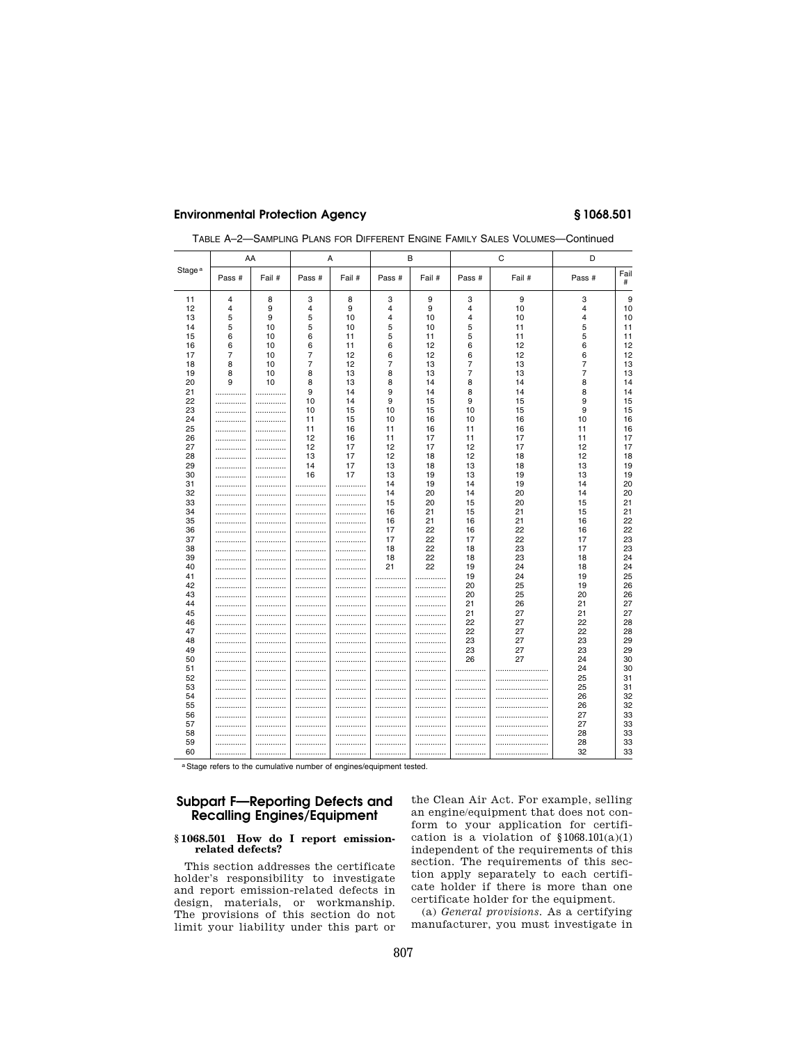TABLE A–2—SAMPLING PLANS FOR DIFFERENT ENGINE FAMILY SALES VOLUMES—Continued

| Stage[a] | AA | | A | | B | | C | | D | |
|---|---|---|---|---|---|---|---|---|---|---|
| | Pass # | Fail # | Pass # | Fail # | Pass # | Fail # | Pass # | Fail # | Pass # | Fail # |
| 11 | 4 | 8 | 3 | 8 | 3 | 9 | 3 | 9 | 3 | 9 |
| 12 | 4 | 9 | 4 | 9 | 4 | 9 | 4 | 10 | 4 | 10 |
| 13 | 5 | 9 | 5 | 10 | 4 | 10 | 4 | 10 | 4 | 10 |
| 14 | 5 | 10 | 5 | 10 | 5 | 10 | 5 | 11 | 5 | 11 |
| 15 | 6 | 10 | 6 | 11 | 5 | 11 | 5 | 11 | 5 | 11 |
| 16 | 6 | 10 | 6 | 11 | 6 | 12 | 6 | 12 | 6 | 12 |
| 17 | 7 | 10 | 7 | 12 | 6 | 12 | 6 | 12 | 6 | 12 |
| 18 | 8 | 10 | 7 | 12 | 7 | 13 | 7 | 13 | 7 | 13 |
| 19 | 8 | 10 | 8 | 13 | 8 | 13 | 7 | 13 | 7 | 13 |
| 20 | 9 | 10 | 8 | 13 | 8 | 14 | 8 | 14 | 8 | 14 |
| 21 | .............. | .............. | 9 | 14 | 9 | 14 | 8 | 14 | 8 | 14 |
| 22 | .............. | .............. | 10 | 14 | 9 | 15 | 9 | 15 | 9 | 15 |
| 23 | .............. | .............. | 10 | 15 | 10 | 15 | 10 | 15 | 9 | 15 |
| 24 | .............. | .............. | 11 | 15 | 10 | 16 | 10 | 16 | 10 | 16 |
| 25 | .............. | .............. | 11 | 16 | 11 | 16 | 11 | 16 | 11 | 16 |
| 26 | .............. | .............. | 12 | 16 | 11 | 17 | 11 | 17 | 11 | 17 |
| 27 | .............. | .............. | 12 | 17 | 12 | 17 | 12 | 17 | 12 | 17 |
| 28 | .............. | .............. | 13 | 17 | 12 | 18 | 12 | 18 | 12 | 18 |
| 29 | .............. | .............. | 14 | 17 | 13 | 18 | 13 | 18 | 13 | 19 |
| 30 | .............. | .............. | 16 | 17 | 13 | 19 | 13 | 19 | 13 | 19 |
| 31 | .............. | .............. | .............. | .............. | 14 | 19 | 14 | 19 | 14 | 20 |
| 32 | .............. | .............. | .............. | .............. | 14 | 20 | 14 | 20 | 14 | 20 |
| 33 | .............. | .............. | .............. | .............. | 15 | 20 | 15 | 20 | 15 | 21 |
| 34 | .............. | .............. | .............. | .............. | 16 | 21 | 15 | 21 | 15 | 21 |
| 35 | .............. | .............. | .............. | .............. | 16 | 21 | 16 | 21 | 16 | 22 |
| 36 | .............. | .............. | .............. | .............. | 17 | 22 | 16 | 22 | 16 | 22 |
| 37 | .............. | .............. | .............. | .............. | 17 | 22 | 17 | 22 | 17 | 23 |
| 38 | .............. | .............. | .............. | .............. | 18 | 22 | 18 | 23 | 17 | 23 |
| 39 | .............. | .............. | .............. | .............. | 18 | 22 | 18 | 23 | 18 | 24 |
| 40 | .............. | .............. | .............. | .............. | 21 | 22 | 19 | 24 | 18 | 24 |
| 41 | .............. | .............. | .............. | .............. | .............. | .............. | 19 | 24 | 19 | 25 |
| 42 | .............. | .............. | .............. | .............. | .............. | .............. | 20 | 25 | 19 | 26 |
| 43 | .............. | .............. | .............. | .............. | .............. | .............. | 20 | 25 | 20 | 26 |
| 44 | .............. | .............. | .............. | .............. | .............. | .............. | 21 | 26 | 21 | 27 |
| 45 | .............. | .............. | .............. | .............. | .............. | .............. | 21 | 27 | 21 | 27 |
| 46 | .............. | .............. | .............. | .............. | .............. | .............. | 22 | 27 | 22 | 28 |
| 47 | .............. | .............. | .............. | .............. | .............. | .............. | 22 | 27 | 22 | 28 |
| 48 | .............. | .............. | .............. | .............. | .............. | .............. | 23 | 27 | 23 | 29 |
| 49 | .............. | .............. | .............. | .............. | .............. | .............. | 23 | 27 | 23 | 29 |
| 50 | .............. | .............. | .............. | .............. | .............. | .............. | 26 | 27 | 24 | 30 |
| 51 | .............. | .............. | .............. | .............. | .............. | .............. | .............. | .............. | 24 | 30 |
| 52 | .............. | .............. | .............. | .............. | .............. | .............. | .............. | .............. | 25 | 31 |
| 53 | .............. | .............. | .............. | .............. | .............. | .............. | .............. | .............. | 25 | 31 |
| 54 | .............. | .............. | .............. | .............. | .............. | .............. | .............. | .............. | 26 | 32 |
| 55 | .............. | .............. | .............. | .............. | .............. | .............. | .............. | .............. | 26 | 32 |
| 56 | .............. | .............. | .............. | .............. | .............. | .............. | .............. | .............. | 27 | 33 |
| 57 | .............. | .............. | .............. | .............. | .............. | .............. | .............. | .............. | 27 | 33 |
| 58 | .............. | .............. | .............. | .............. | .............. | .............. | .............. | .............. | 28 | 33 |
| 59 | .............. | .............. | .............. | .............. | .............. | .............. | .............. | .............. | 28 | 33 |
| 60 | .............. | .............. | .............. | .............. | .............. | .............. | .............. | .............. | 32 | 33 |

[a] Stage refers to the cumulative number of engines/equipment tested.

## Subpart F—Reporting Defects and Recalling Engines/Equipment

### § 1068.501 How do I report emission-related defects?

This section addresses the certificate holder's responsibility to investigate and report emission-related defects in design, materials, or workmanship. The provisions of this section do not limit your liability under this part or the Clean Air Act. For example, selling an engine/equipment that does not conform to your application for certification is a violation of § 1068.101(a)(1) independent of the requirements of this section. The requirements of this section apply separately to each certificate holder if there is more than one certificate holder for the equipment.

(a) *General provisions.* As a certifying manufacturer, you must investigate in